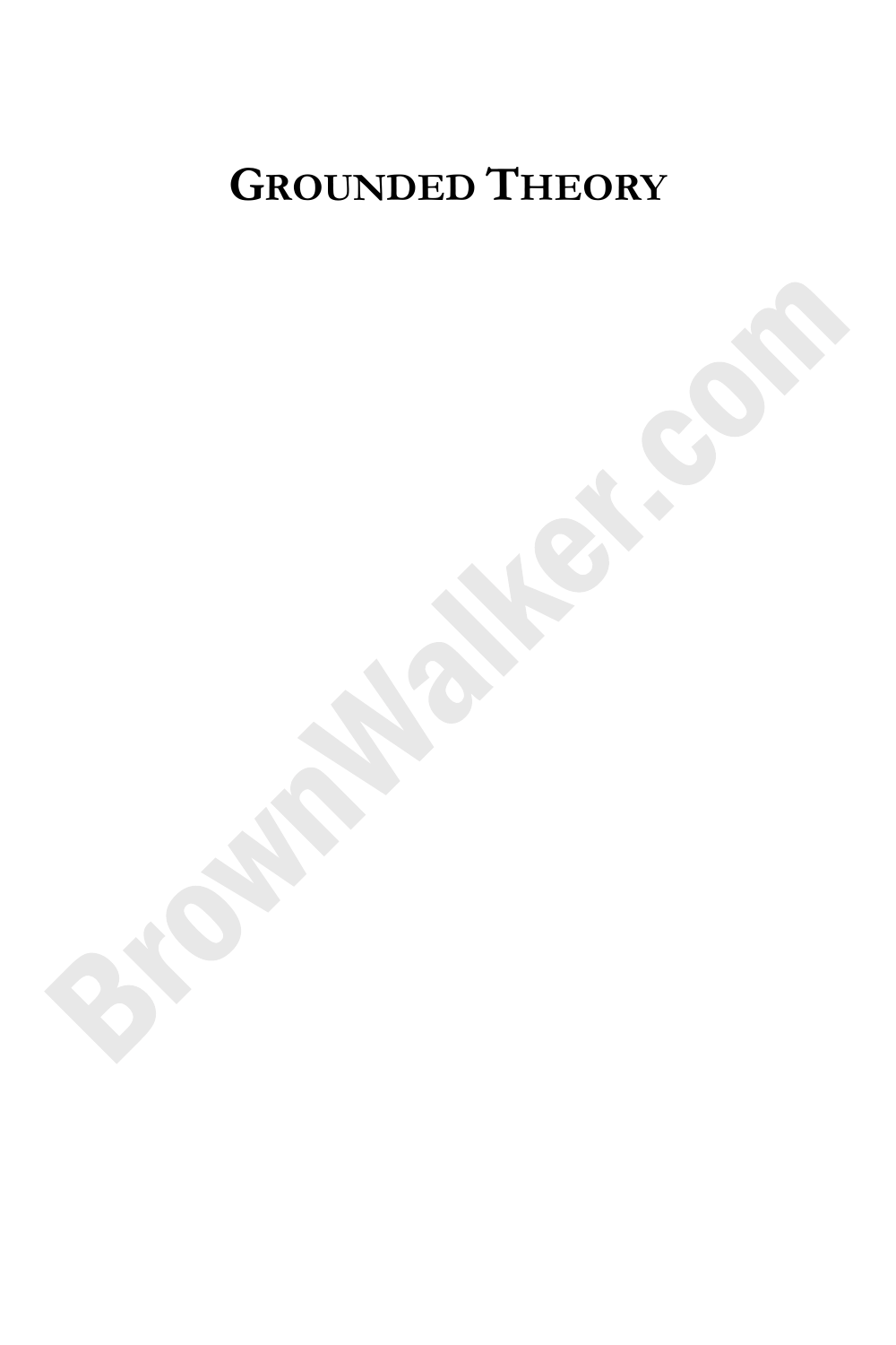# Grounded Theory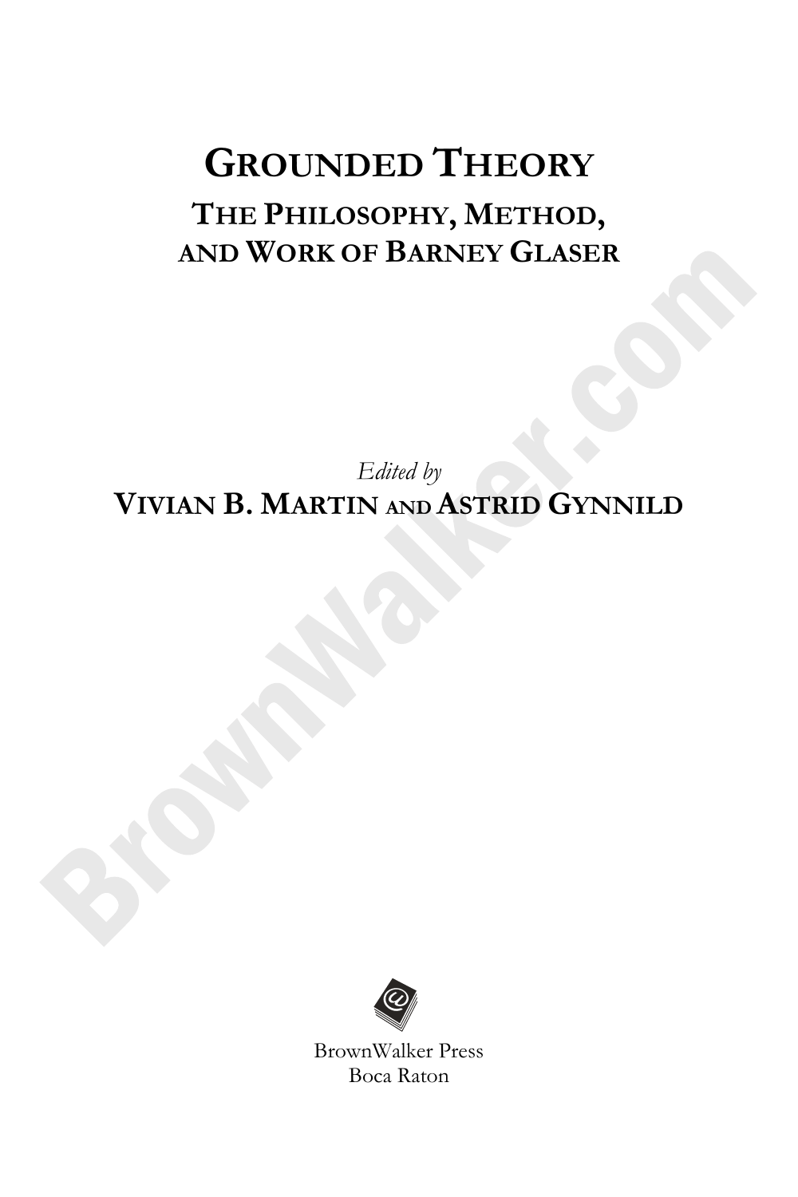# GROUNDED THEORY

## THE PHILOSOPHY, METHOD, AND WORK OF BARNEY GLASER

*Edited by*

**VIVIAN B. MARTIN AND ASTRID GYNNILD**

BrownWalker Press
Boca Raton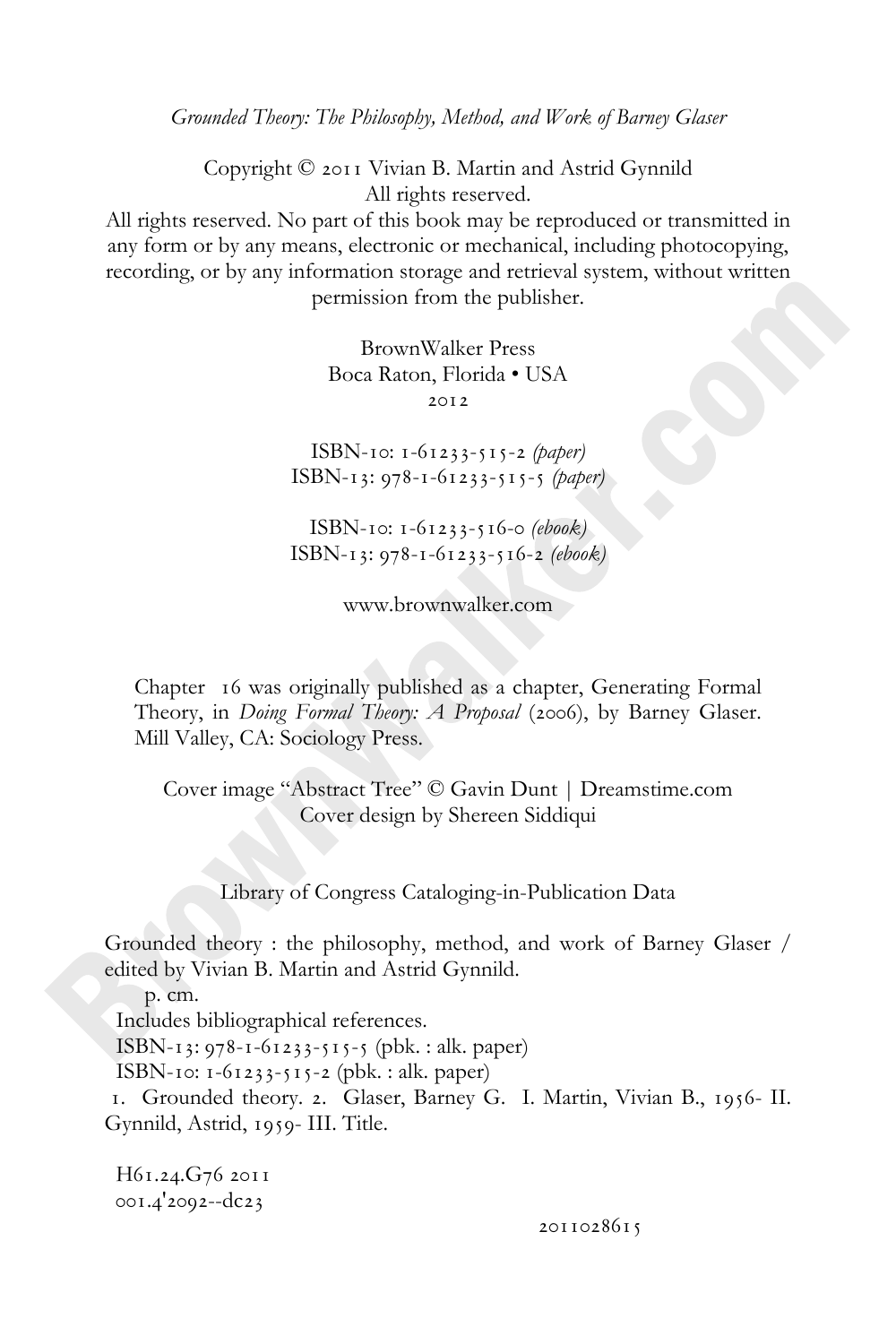*Grounded Theory: The Philosophy, Method, and Work of Barney Glaser*

Copyright © 2011 Vivian B. Martin and Astrid Gynnild
All rights reserved.
All rights reserved. No part of this book may be reproduced or transmitted in any form or by any means, electronic or mechanical, including photocopying, recording, or by any information storage and retrieval system, without written permission from the publisher.

BrownWalker Press
Boca Raton, Florida • USA
2012

ISBN-10: 1-61233-515-2 *(paper)*
ISBN-13: 978-1-61233-515-5 *(paper)*

ISBN-10: 1-61233-516-0 *(ebook)*
ISBN-13: 978-1-61233-516-2 *(ebook)*

www.brownwalker.com

Chapter 16 was originally published as a chapter, Generating Formal Theory, in *Doing Formal Theory: A Proposal* (2006), by Barney Glaser. Mill Valley, CA: Sociology Press.

Cover image "Abstract Tree" © Gavin Dunt | Dreamstime.com
Cover design by Shereen Siddiqui

Library of Congress Cataloging-in-Publication Data

Grounded theory : the philosophy, method, and work of Barney Glaser / edited by Vivian B. Martin and Astrid Gynnild.
p. cm.
Includes bibliographical references.
ISBN-13: 978-1-61233-515-5 (pbk. : alk. paper)
ISBN-10: 1-61233-515-2 (pbk. : alk. paper)
1. Grounded theory. 2. Glaser, Barney G. I. Martin, Vivian B., 1956- II. Gynnild, Astrid, 1959- III. Title.

H61.24.G76 2011
001.4'2092--dc23

2011028615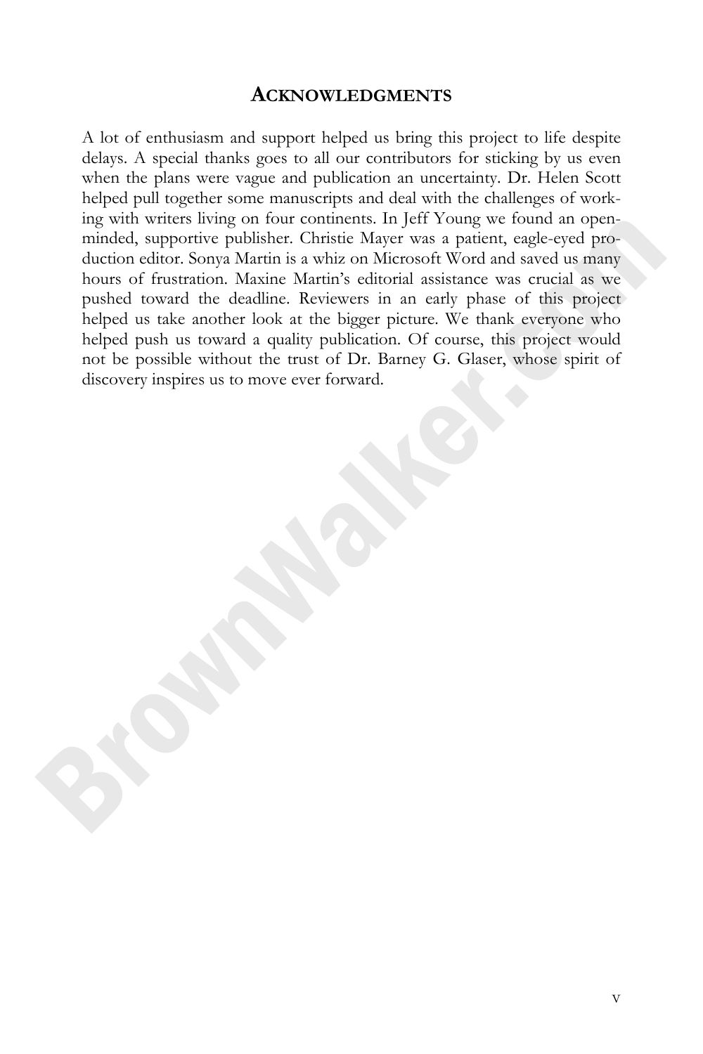## ACKNOWLEDGMENTS

A lot of enthusiasm and support helped us bring this project to life despite delays. A special thanks goes to all our contributors for sticking by us even when the plans were vague and publication an uncertainty. Dr. Helen Scott helped pull together some manuscripts and deal with the challenges of working with writers living on four continents. In Jeff Young we found an open-minded, supportive publisher. Christie Mayer was a patient, eagle-eyed production editor. Sonya Martin is a whiz on Microsoft Word and saved us many hours of frustration. Maxine Martin's editorial assistance was crucial as we pushed toward the deadline. Reviewers in an early phase of this project helped us take another look at the bigger picture. We thank everyone who helped push us toward a quality publication. Of course, this project would not be possible without the trust of Dr. Barney G. Glaser, whose spirit of discovery inspires us to move ever forward.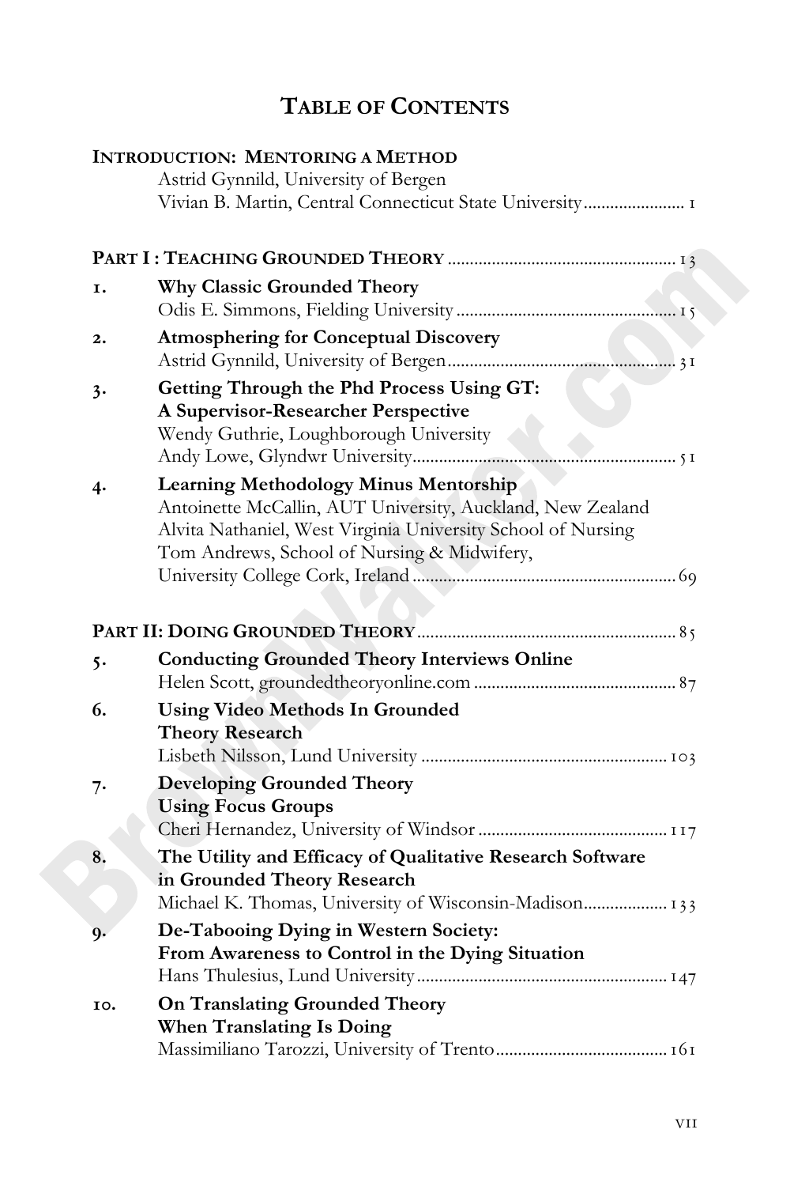# Table of Contents

**Introduction: Mentoring a Method**
Astrid Gynnild, University of Bergen
Vivian B. Martin, Central Connecticut State University ....................... 1

**Part I : Teaching Grounded Theory** .................................................. 13

1. **Why Classic Grounded Theory**
   Odis E. Simmons, Fielding University ................................................. 15
2. **Atmosphering for Conceptual Discovery**
   Astrid Gynnild, University of Bergen .................................................. 31
3. **Getting Through the Phd Process Using GT: A Supervisor-Researcher Perspective**
   Wendy Guthrie, Loughborough University
   Andy Lowe, Glyndwr University .......................................................... 51
4. **Learning Methodology Minus Mentorship**
   Antoinette McCallin, AUT University, Auckland, New Zealand
   Alvita Nathaniel, West Virginia University School of Nursing
   Tom Andrews, School of Nursing & Midwifery, University College Cork, Ireland ........................................................... 69

**Part II: Doing Grounded Theory** ........................................................ 85

5. **Conducting Grounded Theory Interviews Online**
   Helen Scott, groundedtheoryonline.com ............................................. 87
6. **Using Video Methods In Grounded Theory Research**
   Lisbeth Nilsson, Lund University ....................................................... 103
7. **Developing Grounded Theory Using Focus Groups**
   Cheri Hernandez, University of Windsor .......................................... 117
8. **The Utility and Efficacy of Qualitative Research Software in Grounded Theory Research**
   Michael K. Thomas, University of Wisconsin-Madison.................. 133
9. **De-Tabooing Dying in Western Society: From Awareness to Control in the Dying Situation**
   Hans Thulesius, Lund University ........................................................ 147
10. **On Translating Grounded Theory When Translating Is Doing**
    Massimiliano Tarozzi, University of Trento ...................................... 161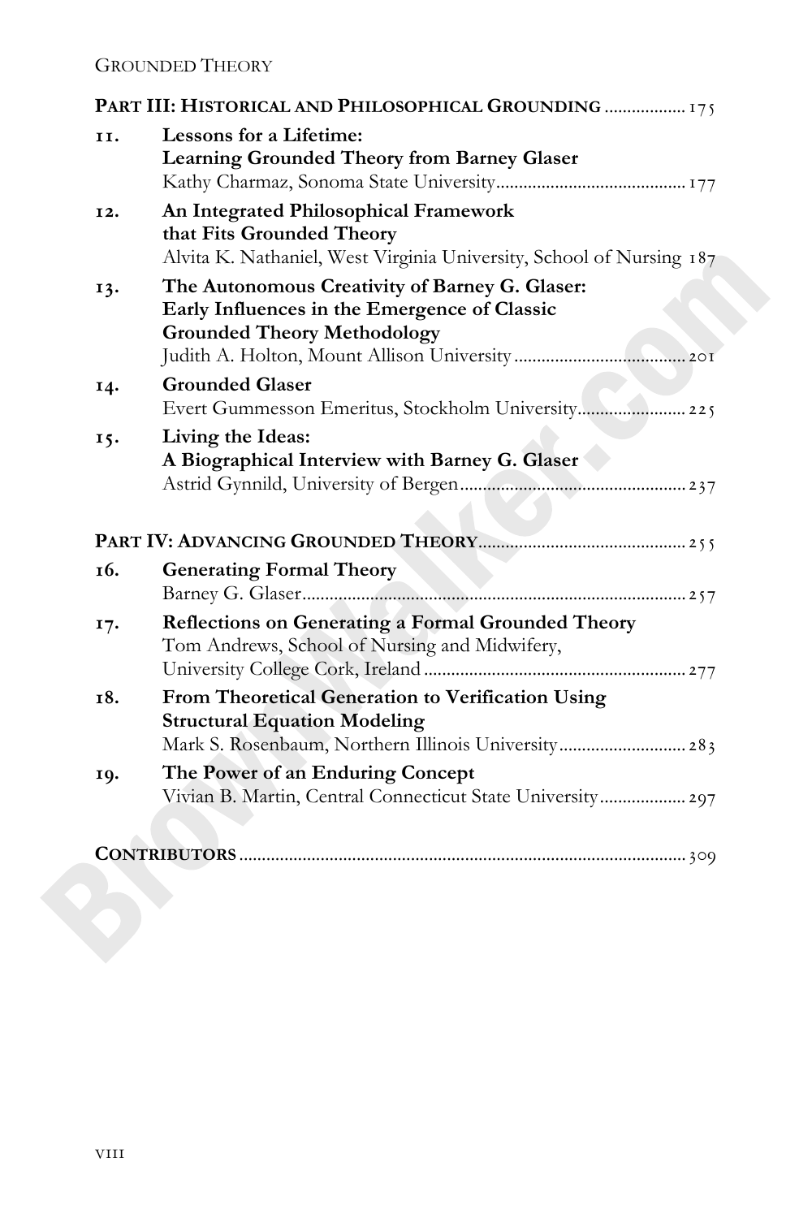**PART III: HISTORICAL AND PHILOSOPHICAL GROUNDING** .................. 175

11. **Lessons for a Lifetime: Learning Grounded Theory from Barney Glaser**
    Kathy Charmaz, Sonoma State University .......................................... 177

12. **An Integrated Philosophical Framework that Fits Grounded Theory**
    Alvita K. Nathaniel, West Virginia University, School of Nursing 187

13. **The Autonomous Creativity of Barney G. Glaser: Early Influences in the Emergence of Classic Grounded Theory Methodology**
    Judith A. Holton, Mount Allison University ..................................... 201

14. **Grounded Glaser**
    Evert Gummesson Emeritus, Stockholm University........................ 225

15. **Living the Ideas: A Biographical Interview with Barney G. Glaser**
    Astrid Gynnild, University of Bergen................................................ 237

**PART IV: ADVANCING GROUNDED THEORY**............................................ 255

16. **Generating Formal Theory**
    Barney G. Glaser..................................................................................... 257

17. **Reflections on Generating a Formal Grounded Theory**
    Tom Andrews, School of Nursing and Midwifery, University College Cork, Ireland ......................................................... 277

18. **From Theoretical Generation to Verification Using Structural Equation Modeling**
    Mark S. Rosenbaum, Northern Illinois University............................ 283

19. **The Power of an Enduring Concept**
    Vivian B. Martin, Central Connecticut State University................... 297

**CONTRIBUTORS** ............................................................................................. 309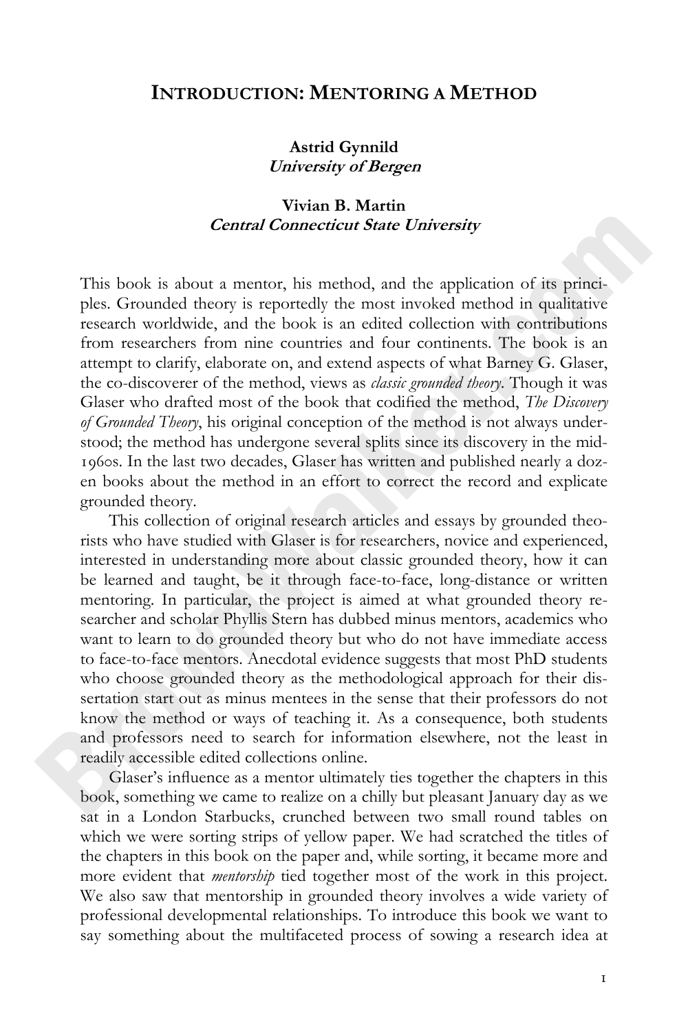# Introduction: Mentoring a Method

**Astrid Gynnild**
***University of Bergen***

**Vivian B. Martin**
***Central Connecticut State University***

This book is about a mentor, his method, and the application of its principles. Grounded theory is reportedly the most invoked method in qualitative research worldwide, and the book is an edited collection with contributions from researchers from nine countries and four continents. The book is an attempt to clarify, elaborate on, and extend aspects of what Barney G. Glaser, the co-discoverer of the method, views as *classic grounded theory*. Though it was Glaser who drafted most of the book that codified the method, *The Discovery of Grounded Theory*, his original conception of the method is not always understood; the method has undergone several splits since its discovery in the mid-1960s. In the last two decades, Glaser has written and published nearly a dozen books about the method in an effort to correct the record and explicate grounded theory.

This collection of original research articles and essays by grounded theorists who have studied with Glaser is for researchers, novice and experienced, interested in understanding more about classic grounded theory, how it can be learned and taught, be it through face-to-face, long-distance or written mentoring. In particular, the project is aimed at what grounded theory researcher and scholar Phyllis Stern has dubbed minus mentors, academics who want to learn to do grounded theory but who do not have immediate access to face-to-face mentors. Anecdotal evidence suggests that most PhD students who choose grounded theory as the methodological approach for their dissertation start out as minus mentees in the sense that their professors do not know the method or ways of teaching it. As a consequence, both students and professors need to search for information elsewhere, not the least in readily accessible edited collections online.

Glaser's influence as a mentor ultimately ties together the chapters in this book, something we came to realize on a chilly but pleasant January day as we sat in a London Starbucks, crunched between two small round tables on which we were sorting strips of yellow paper. We had scratched the titles of the chapters in this book on the paper and, while sorting, it became more and more evident that *mentorship* tied together most of the work in this project. We also saw that mentorship in grounded theory involves a wide variety of professional developmental relationships. To introduce this book we want to say something about the multifaceted process of sowing a research idea at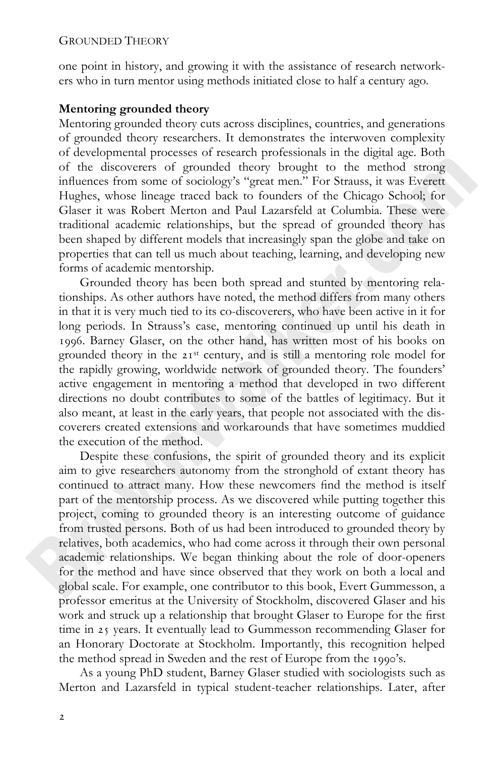one point in history, and growing it with the assistance of research networkers who in turn mentor using methods initiated close to half a century ago.

**Mentoring grounded theory**

Mentoring grounded theory cuts across disciplines, countries, and generations of grounded theory researchers. It demonstrates the interwoven complexity of developmental processes of research professionals in the digital age. Both of the discoverers of grounded theory brought to the method strong influences from some of sociology's "great men." For Strauss, it was Everett Hughes, whose lineage traced back to founders of the Chicago School; for Glaser it was Robert Merton and Paul Lazarsfeld at Columbia. These were traditional academic relationships, but the spread of grounded theory has been shaped by different models that increasingly span the globe and take on properties that can tell us much about teaching, learning, and developing new forms of academic mentorship.

Grounded theory has been both spread and stunted by mentoring relationships. As other authors have noted, the method differs from many others in that it is very much tied to its co-discoverers, who have been active in it for long periods. In Strauss's case, mentoring continued up until his death in 1996. Barney Glaser, on the other hand, has written most of his books on grounded theory in the 21st century, and is still a mentoring role model for the rapidly growing, worldwide network of grounded theory. The founders' active engagement in mentoring a method that developed in two different directions no doubt contributes to some of the battles of legitimacy. But it also meant, at least in the early years, that people not associated with the discoverers created extensions and workarounds that have sometimes muddied the execution of the method.

Despite these confusions, the spirit of grounded theory and its explicit aim to give researchers autonomy from the stronghold of extant theory has continued to attract many. How these newcomers find the method is itself part of the mentorship process. As we discovered while putting together this project, coming to grounded theory is an interesting outcome of guidance from trusted persons. Both of us had been introduced to grounded theory by relatives, both academics, who had come across it through their own personal academic relationships. We began thinking about the role of door-openers for the method and have since observed that they work on both a local and global scale. For example, one contributor to this book, Evert Gummesson, a professor emeritus at the University of Stockholm, discovered Glaser and his work and struck up a relationship that brought Glaser to Europe for the first time in 25 years. It eventually lead to Gummesson recommending Glaser for an Honorary Doctorate at Stockholm. Importantly, this recognition helped the method spread in Sweden and the rest of Europe from the 1990's.

As a young PhD student, Barney Glaser studied with sociologists such as Merton and Lazarsfeld in typical student-teacher relationships. Later, after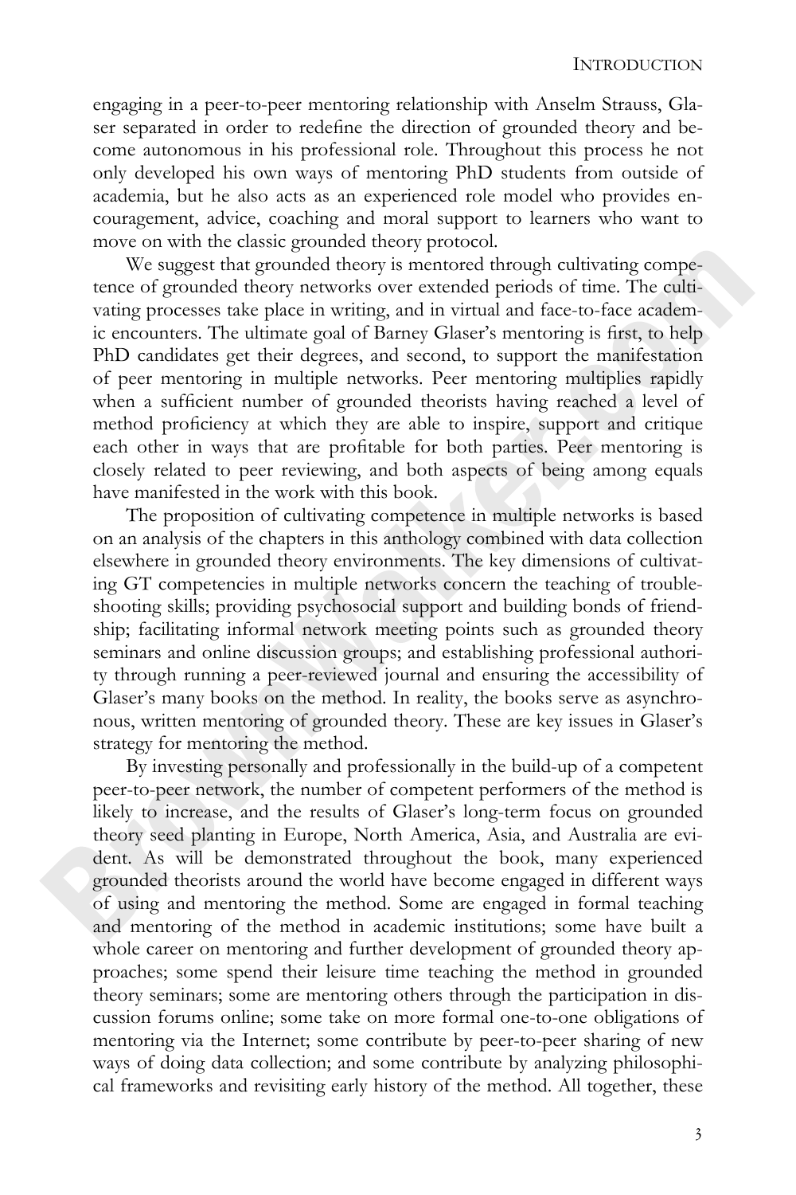engaging in a peer-to-peer mentoring relationship with Anselm Strauss, Glaser separated in order to redefine the direction of grounded theory and become autonomous in his professional role. Throughout this process he not only developed his own ways of mentoring PhD students from outside of academia, but he also acts as an experienced role model who provides encouragement, advice, coaching and moral support to learners who want to move on with the classic grounded theory protocol.

We suggest that grounded theory is mentored through cultivating competence of grounded theory networks over extended periods of time. The cultivating processes take place in writing, and in virtual and face-to-face academic encounters. The ultimate goal of Barney Glaser's mentoring is first, to help PhD candidates get their degrees, and second, to support the manifestation of peer mentoring in multiple networks. Peer mentoring multiplies rapidly when a sufficient number of grounded theorists having reached a level of method proficiency at which they are able to inspire, support and critique each other in ways that are profitable for both parties. Peer mentoring is closely related to peer reviewing, and both aspects of being among equals have manifested in the work with this book.

The proposition of cultivating competence in multiple networks is based on an analysis of the chapters in this anthology combined with data collection elsewhere in grounded theory environments. The key dimensions of cultivating GT competencies in multiple networks concern the teaching of troubleshooting skills; providing psychosocial support and building bonds of friendship; facilitating informal network meeting points such as grounded theory seminars and online discussion groups; and establishing professional authority through running a peer-reviewed journal and ensuring the accessibility of Glaser's many books on the method. In reality, the books serve as asynchronous, written mentoring of grounded theory. These are key issues in Glaser's strategy for mentoring the method.

By investing personally and professionally in the build-up of a competent peer-to-peer network, the number of competent performers of the method is likely to increase, and the results of Glaser's long-term focus on grounded theory seed planting in Europe, North America, Asia, and Australia are evident. As will be demonstrated throughout the book, many experienced grounded theorists around the world have become engaged in different ways of using and mentoring the method. Some are engaged in formal teaching and mentoring of the method in academic institutions; some have built a whole career on mentoring and further development of grounded theory approaches; some spend their leisure time teaching the method in grounded theory seminars; some are mentoring others through the participation in discussion forums online; some take on more formal one-to-one obligations of mentoring via the Internet; some contribute by peer-to-peer sharing of new ways of doing data collection; and some contribute by analyzing philosophical frameworks and revisiting early history of the method. All together, these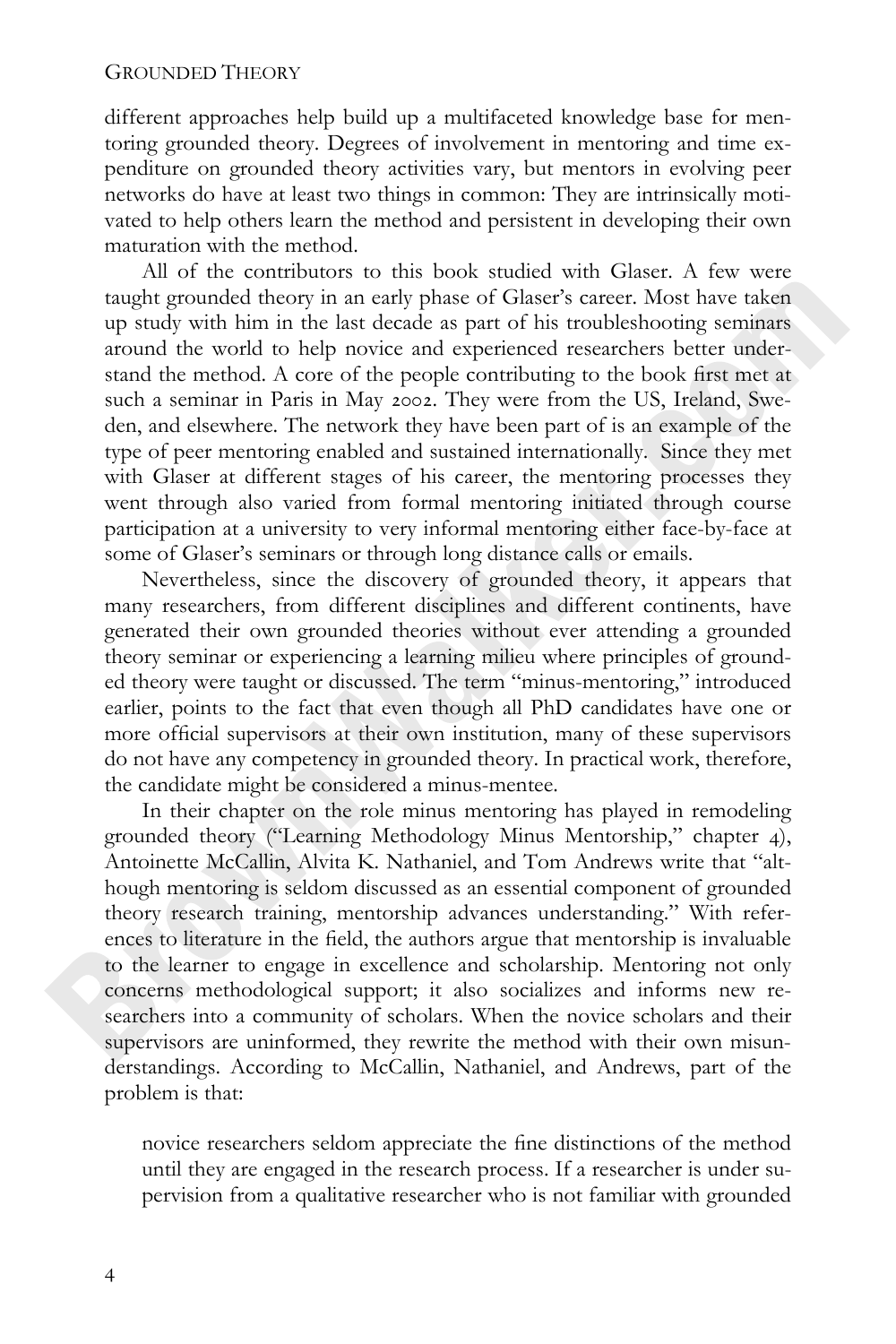different approaches help build up a multifaceted knowledge base for mentoring grounded theory. Degrees of involvement in mentoring and time expenditure on grounded theory activities vary, but mentors in evolving peer networks do have at least two things in common: They are intrinsically motivated to help others learn the method and persistent in developing their own maturation with the method.

All of the contributors to this book studied with Glaser. A few were taught grounded theory in an early phase of Glaser's career. Most have taken up study with him in the last decade as part of his troubleshooting seminars around the world to help novice and experienced researchers better understand the method. A core of the people contributing to the book first met at such a seminar in Paris in May 2002. They were from the US, Ireland, Sweden, and elsewhere. The network they have been part of is an example of the type of peer mentoring enabled and sustained internationally. Since they met with Glaser at different stages of his career, the mentoring processes they went through also varied from formal mentoring initiated through course participation at a university to very informal mentoring either face-by-face at some of Glaser's seminars or through long distance calls or emails.

Nevertheless, since the discovery of grounded theory, it appears that many researchers, from different disciplines and different continents, have generated their own grounded theories without ever attending a grounded theory seminar or experiencing a learning milieu where principles of grounded theory were taught or discussed. The term "minus-mentoring," introduced earlier, points to the fact that even though all PhD candidates have one or more official supervisors at their own institution, many of these supervisors do not have any competency in grounded theory. In practical work, therefore, the candidate might be considered a minus-mentee.

In their chapter on the role minus mentoring has played in remodeling grounded theory ("Learning Methodology Minus Mentorship," chapter 4), Antoinette McCallin, Alvita K. Nathaniel, and Tom Andrews write that "although mentoring is seldom discussed as an essential component of grounded theory research training, mentorship advances understanding." With references to literature in the field, the authors argue that mentorship is invaluable to the learner to engage in excellence and scholarship. Mentoring not only concerns methodological support; it also socializes and informs new researchers into a community of scholars. When the novice scholars and their supervisors are uninformed, they rewrite the method with their own misunderstandings. According to McCallin, Nathaniel, and Andrews, part of the problem is that:

> novice researchers seldom appreciate the fine distinctions of the method until they are engaged in the research process. If a researcher is under supervision from a qualitative researcher who is not familiar with grounded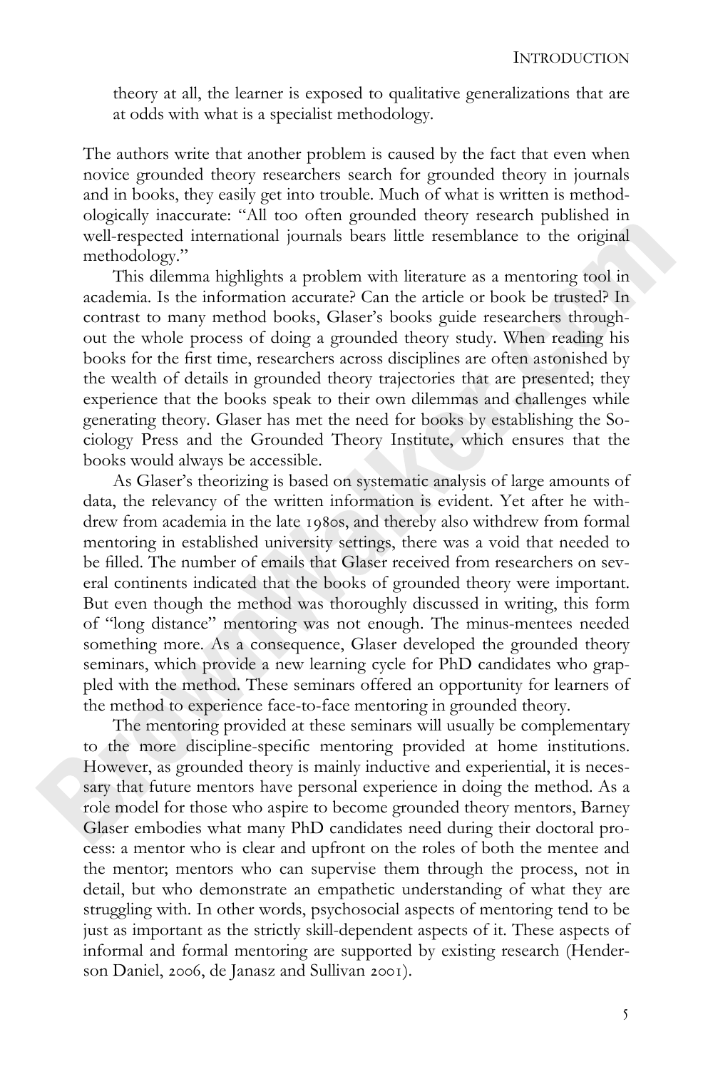theory at all, the learner is exposed to qualitative generalizations that are at odds with what is a specialist methodology.

The authors write that another problem is caused by the fact that even when novice grounded theory researchers search for grounded theory in journals and in books, they easily get into trouble. Much of what is written is methodologically inaccurate: "All too often grounded theory research published in well-respected international journals bears little resemblance to the original methodology."

This dilemma highlights a problem with literature as a mentoring tool in academia. Is the information accurate? Can the article or book be trusted? In contrast to many method books, Glaser's books guide researchers throughout the whole process of doing a grounded theory study. When reading his books for the first time, researchers across disciplines are often astonished by the wealth of details in grounded theory trajectories that are presented; they experience that the books speak to their own dilemmas and challenges while generating theory. Glaser has met the need for books by establishing the Sociology Press and the Grounded Theory Institute, which ensures that the books would always be accessible.

As Glaser's theorizing is based on systematic analysis of large amounts of data, the relevancy of the written information is evident. Yet after he withdrew from academia in the late 1980s, and thereby also withdrew from formal mentoring in established university settings, there was a void that needed to be filled. The number of emails that Glaser received from researchers on several continents indicated that the books of grounded theory were important. But even though the method was thoroughly discussed in writing, this form of "long distance" mentoring was not enough. The minus-mentees needed something more. As a consequence, Glaser developed the grounded theory seminars, which provide a new learning cycle for PhD candidates who grappled with the method. These seminars offered an opportunity for learners of the method to experience face-to-face mentoring in grounded theory.

The mentoring provided at these seminars will usually be complementary to the more discipline-specific mentoring provided at home institutions. However, as grounded theory is mainly inductive and experiential, it is necessary that future mentors have personal experience in doing the method. As a role model for those who aspire to become grounded theory mentors, Barney Glaser embodies what many PhD candidates need during their doctoral process: a mentor who is clear and upfront on the roles of both the mentee and the mentor; mentors who can supervise them through the process, not in detail, but who demonstrate an empathetic understanding of what they are struggling with. In other words, psychosocial aspects of mentoring tend to be just as important as the strictly skill-dependent aspects of it. These aspects of informal and formal mentoring are supported by existing research (Henderson Daniel, 2006, de Janasz and Sullivan 2001).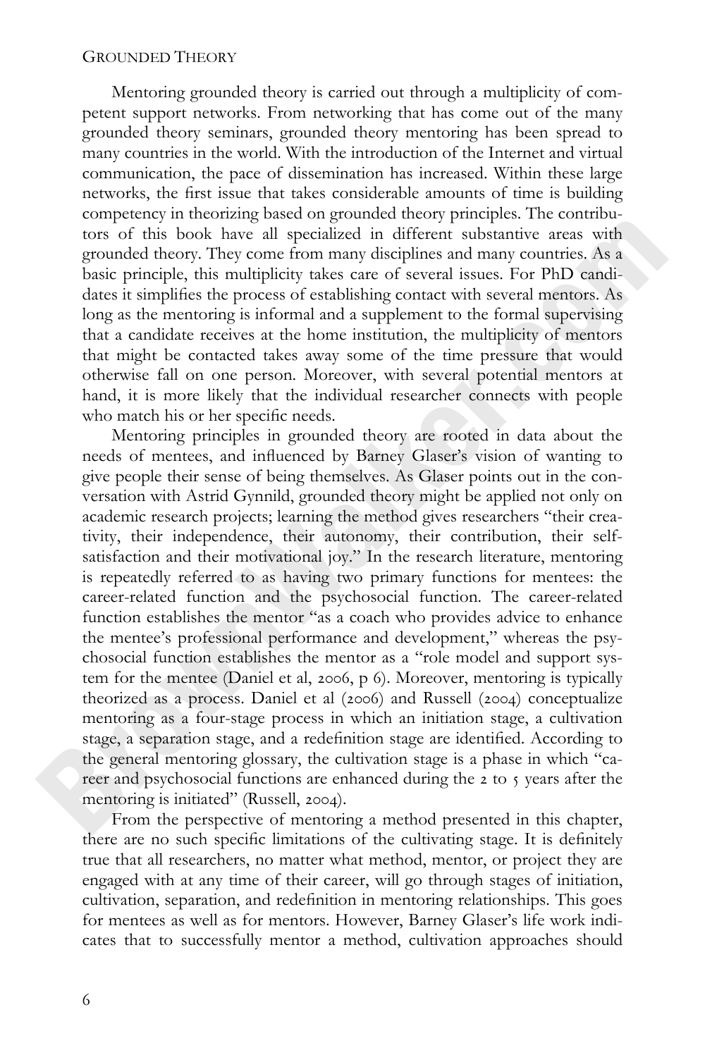Mentoring grounded theory is carried out through a multiplicity of competent support networks. From networking that has come out of the many grounded theory seminars, grounded theory mentoring has been spread to many countries in the world. With the introduction of the Internet and virtual communication, the pace of dissemination has increased. Within these large networks, the first issue that takes considerable amounts of time is building competency in theorizing based on grounded theory principles. The contributors of this book have all specialized in different substantive areas with grounded theory. They come from many disciplines and many countries. As a basic principle, this multiplicity takes care of several issues. For PhD candidates it simplifies the process of establishing contact with several mentors. As long as the mentoring is informal and a supplement to the formal supervising that a candidate receives at the home institution, the multiplicity of mentors that might be contacted takes away some of the time pressure that would otherwise fall on one person. Moreover, with several potential mentors at hand, it is more likely that the individual researcher connects with people who match his or her specific needs.

Mentoring principles in grounded theory are rooted in data about the needs of mentees, and influenced by Barney Glaser's vision of wanting to give people their sense of being themselves. As Glaser points out in the conversation with Astrid Gynnild, grounded theory might be applied not only on academic research projects; learning the method gives researchers "their creativity, their independence, their autonomy, their contribution, their self-satisfaction and their motivational joy." In the research literature, mentoring is repeatedly referred to as having two primary functions for mentees: the career-related function and the psychosocial function. The career-related function establishes the mentor "as a coach who provides advice to enhance the mentee's professional performance and development," whereas the psychosocial function establishes the mentor as a "role model and support system for the mentee (Daniel et al, 2006, p 6). Moreover, mentoring is typically theorized as a process. Daniel et al (2006) and Russell (2004) conceptualize mentoring as a four-stage process in which an initiation stage, a cultivation stage, a separation stage, and a redefinition stage are identified. According to the general mentoring glossary, the cultivation stage is a phase in which "career and psychosocial functions are enhanced during the 2 to 5 years after the mentoring is initiated" (Russell, 2004).

From the perspective of mentoring a method presented in this chapter, there are no such specific limitations of the cultivating stage. It is definitely true that all researchers, no matter what method, mentor, or project they are engaged with at any time of their career, will go through stages of initiation, cultivation, separation, and redefinition in mentoring relationships. This goes for mentees as well as for mentors. However, Barney Glaser's life work indicates that to successfully mentor a method, cultivation approaches should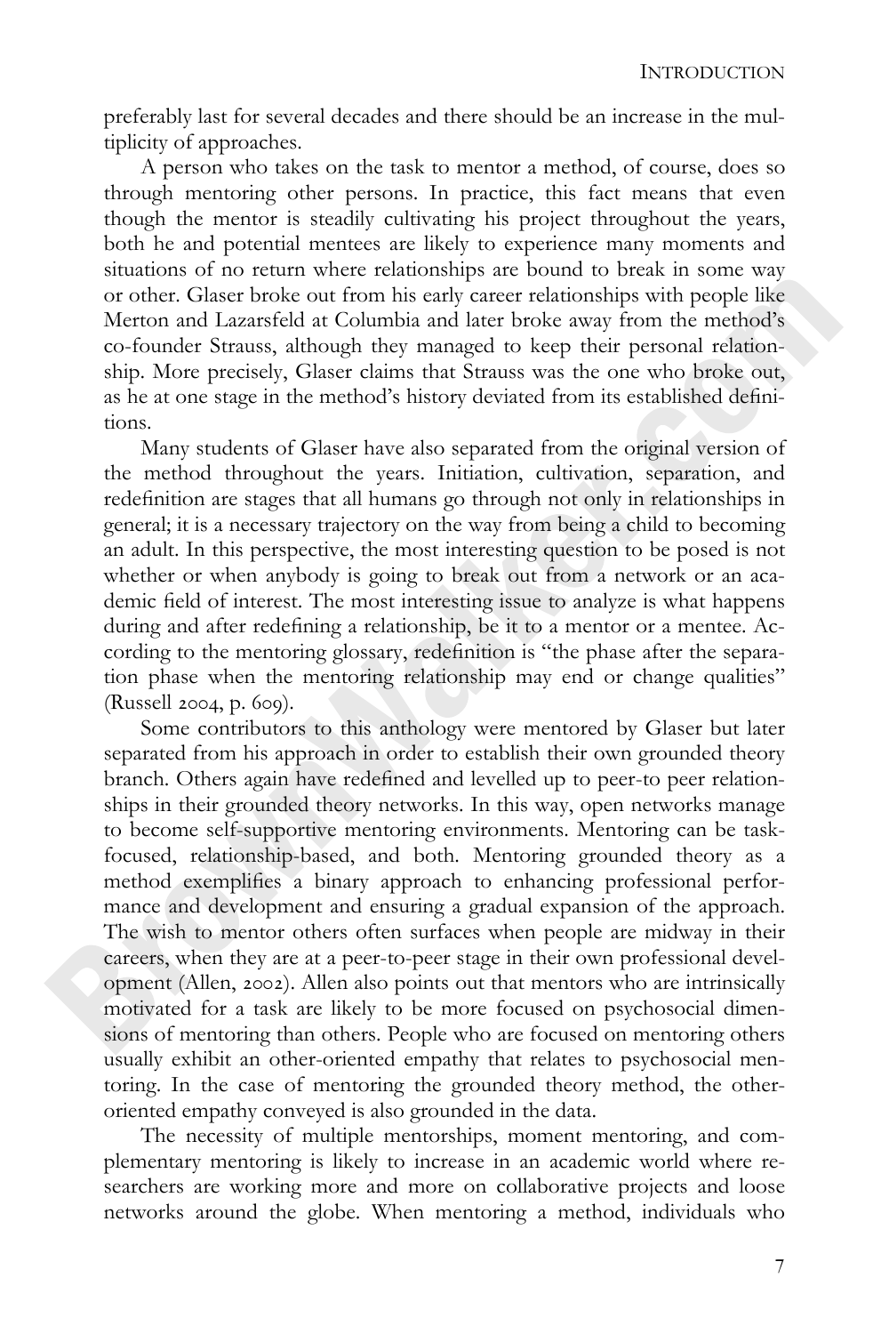preferably last for several decades and there should be an increase in the multiplicity of approaches.

A person who takes on the task to mentor a method, of course, does so through mentoring other persons. In practice, this fact means that even though the mentor is steadily cultivating his project throughout the years, both he and potential mentees are likely to experience many moments and situations of no return where relationships are bound to break in some way or other. Glaser broke out from his early career relationships with people like Merton and Lazarsfeld at Columbia and later broke away from the method's co-founder Strauss, although they managed to keep their personal relationship. More precisely, Glaser claims that Strauss was the one who broke out, as he at one stage in the method's history deviated from its established definitions.

Many students of Glaser have also separated from the original version of the method throughout the years. Initiation, cultivation, separation, and redefinition are stages that all humans go through not only in relationships in general; it is a necessary trajectory on the way from being a child to becoming an adult. In this perspective, the most interesting question to be posed is not whether or when anybody is going to break out from a network or an academic field of interest. The most interesting issue to analyze is what happens during and after redefining a relationship, be it to a mentor or a mentee. According to the mentoring glossary, redefinition is "the phase after the separation phase when the mentoring relationship may end or change qualities" (Russell 2004, p. 609).

Some contributors to this anthology were mentored by Glaser but later separated from his approach in order to establish their own grounded theory branch. Others again have redefined and levelled up to peer-to peer relationships in their grounded theory networks. In this way, open networks manage to become self-supportive mentoring environments. Mentoring can be task-focused, relationship-based, and both. Mentoring grounded theory as a method exemplifies a binary approach to enhancing professional performance and development and ensuring a gradual expansion of the approach. The wish to mentor others often surfaces when people are midway in their careers, when they are at a peer-to-peer stage in their own professional development (Allen, 2002). Allen also points out that mentors who are intrinsically motivated for a task are likely to be more focused on psychosocial dimensions of mentoring than others. People who are focused on mentoring others usually exhibit an other-oriented empathy that relates to psychosocial mentoring. In the case of mentoring the grounded theory method, the other-oriented empathy conveyed is also grounded in the data.

The necessity of multiple mentorships, moment mentoring, and complementary mentoring is likely to increase in an academic world where researchers are working more and more on collaborative projects and loose networks around the globe. When mentoring a method, individuals who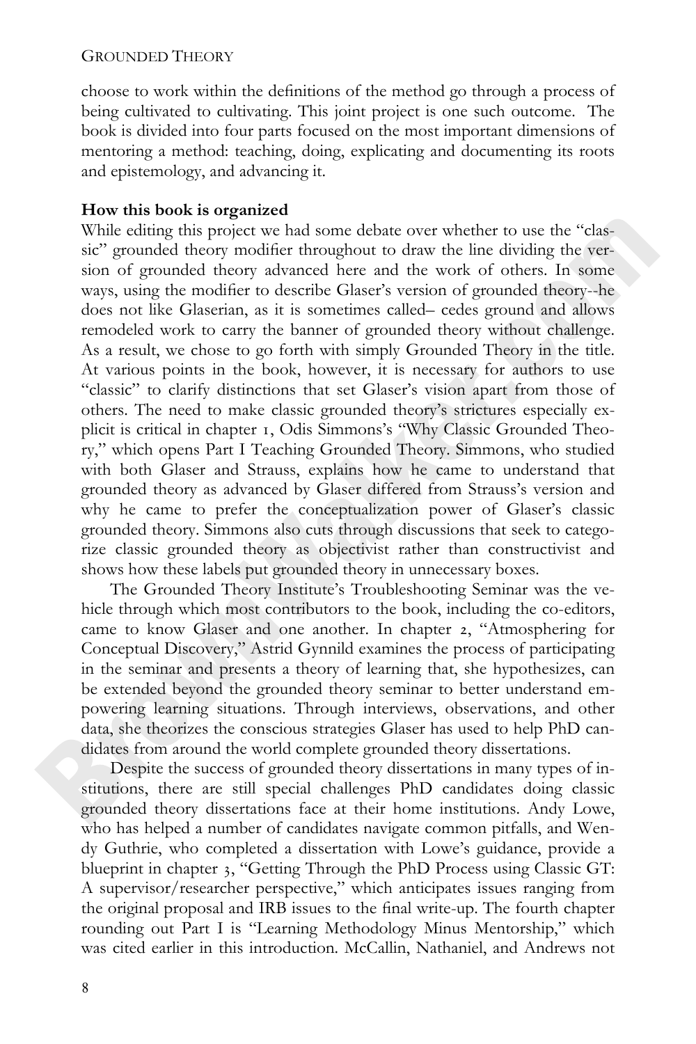choose to work within the definitions of the method go through a process of being cultivated to cultivating. This joint project is one such outcome. The book is divided into four parts focused on the most important dimensions of mentoring a method: teaching, doing, explicating and documenting its roots and epistemology, and advancing it.

**How this book is organized**

While editing this project we had some debate over whether to use the "classic" grounded theory modifier throughout to draw the line dividing the version of grounded theory advanced here and the work of others. In some ways, using the modifier to describe Glaser's version of grounded theory--he does not like Glaserian, as it is sometimes called– cedes ground and allows remodeled work to carry the banner of grounded theory without challenge. As a result, we chose to go forth with simply Grounded Theory in the title. At various points in the book, however, it is necessary for authors to use "classic" to clarify distinctions that set Glaser's vision apart from those of others. The need to make classic grounded theory's strictures especially explicit is critical in chapter 1, Odis Simmons's "Why Classic Grounded Theory," which opens Part I Teaching Grounded Theory. Simmons, who studied with both Glaser and Strauss, explains how he came to understand that grounded theory as advanced by Glaser differed from Strauss's version and why he came to prefer the conceptualization power of Glaser's classic grounded theory. Simmons also cuts through discussions that seek to categorize classic grounded theory as objectivist rather than constructivist and shows how these labels put grounded theory in unnecessary boxes.

The Grounded Theory Institute's Troubleshooting Seminar was the vehicle through which most contributors to the book, including the co-editors, came to know Glaser and one another. In chapter 2, "Atmosphering for Conceptual Discovery," Astrid Gynnild examines the process of participating in the seminar and presents a theory of learning that, she hypothesizes, can be extended beyond the grounded theory seminar to better understand empowering learning situations. Through interviews, observations, and other data, she theorizes the conscious strategies Glaser has used to help PhD candidates from around the world complete grounded theory dissertations.

Despite the success of grounded theory dissertations in many types of institutions, there are still special challenges PhD candidates doing classic grounded theory dissertations face at their home institutions. Andy Lowe, who has helped a number of candidates navigate common pitfalls, and Wendy Guthrie, who completed a dissertation with Lowe's guidance, provide a blueprint in chapter 3, "Getting Through the PhD Process using Classic GT: A supervisor/researcher perspective," which anticipates issues ranging from the original proposal and IRB issues to the final write-up. The fourth chapter rounding out Part I is "Learning Methodology Minus Mentorship," which was cited earlier in this introduction. McCallin, Nathaniel, and Andrews not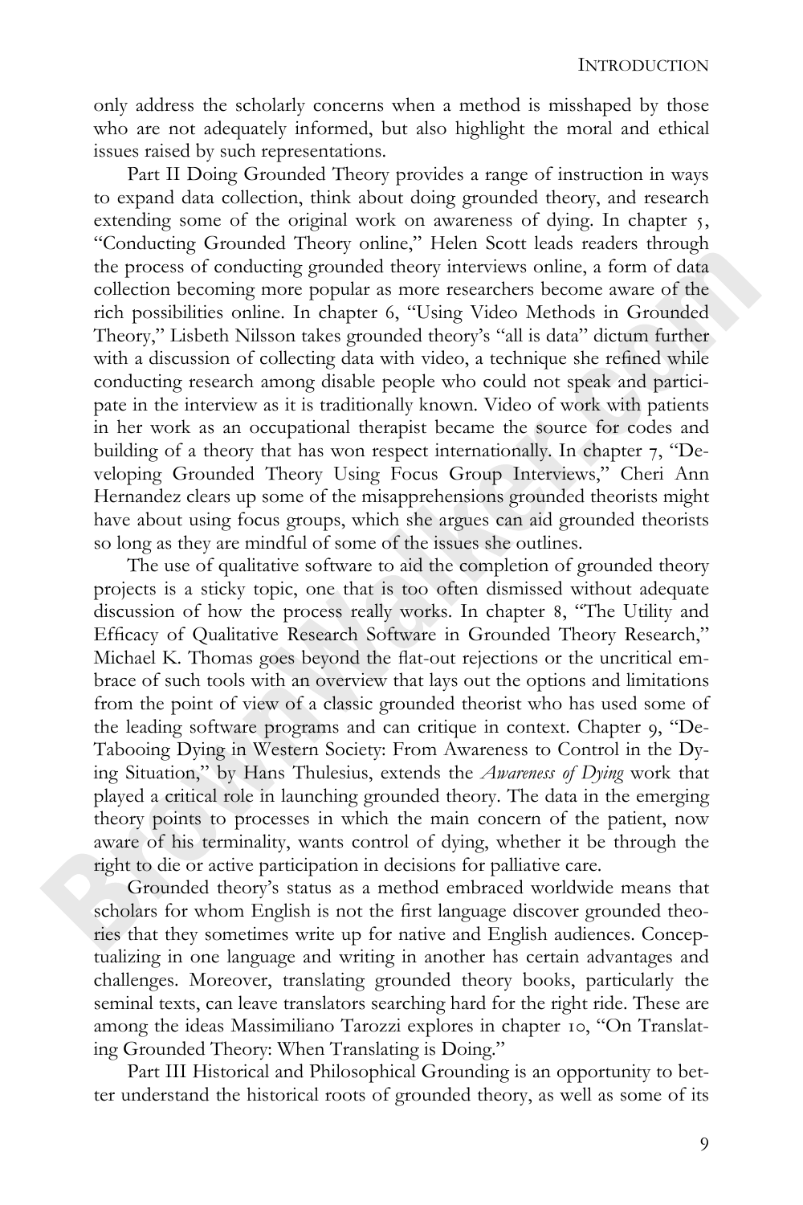only address the scholarly concerns when a method is misshaped by those who are not adequately informed, but also highlight the moral and ethical issues raised by such representations.

Part II Doing Grounded Theory provides a range of instruction in ways to expand data collection, think about doing grounded theory, and research extending some of the original work on awareness of dying. In chapter 5, "Conducting Grounded Theory online," Helen Scott leads readers through the process of conducting grounded theory interviews online, a form of data collection becoming more popular as more researchers become aware of the rich possibilities online. In chapter 6, "Using Video Methods in Grounded Theory," Lisbeth Nilsson takes grounded theory's "all is data" dictum further with a discussion of collecting data with video, a technique she refined while conducting research among disable people who could not speak and participate in the interview as it is traditionally known. Video of work with patients in her work as an occupational therapist became the source for codes and building of a theory that has won respect internationally. In chapter 7, "Developing Grounded Theory Using Focus Group Interviews," Cheri Ann Hernandez clears up some of the misapprehensions grounded theorists might have about using focus groups, which she argues can aid grounded theorists so long as they are mindful of some of the issues she outlines.

The use of qualitative software to aid the completion of grounded theory projects is a sticky topic, one that is too often dismissed without adequate discussion of how the process really works. In chapter 8, "The Utility and Efficacy of Qualitative Research Software in Grounded Theory Research," Michael K. Thomas goes beyond the flat-out rejections or the uncritical embrace of such tools with an overview that lays out the options and limitations from the point of view of a classic grounded theorist who has used some of the leading software programs and can critique in context. Chapter 9, "De-Tabooing Dying in Western Society: From Awareness to Control in the Dying Situation," by Hans Thulesius, extends the *Awareness of Dying* work that played a critical role in launching grounded theory. The data in the emerging theory points to processes in which the main concern of the patient, now aware of his terminality, wants control of dying, whether it be through the right to die or active participation in decisions for palliative care.

Grounded theory's status as a method embraced worldwide means that scholars for whom English is not the first language discover grounded theories that they sometimes write up for native and English audiences. Conceptualizing in one language and writing in another has certain advantages and challenges. Moreover, translating grounded theory books, particularly the seminal texts, can leave translators searching hard for the right ride. These are among the ideas Massimiliano Tarozzi explores in chapter 10, "On Translating Grounded Theory: When Translating is Doing."

Part III Historical and Philosophical Grounding is an opportunity to better understand the historical roots of grounded theory, as well as some of its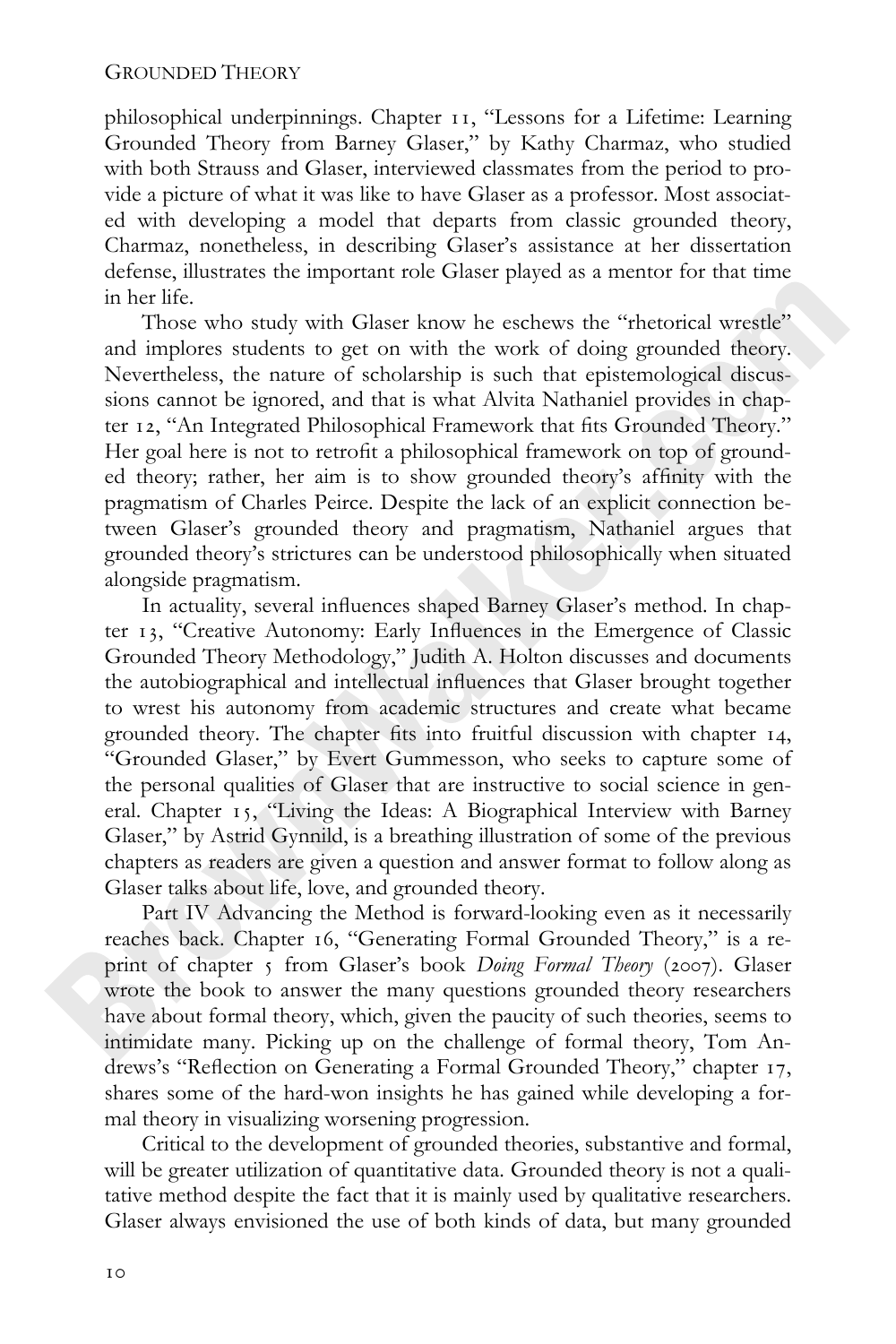philosophical underpinnings. Chapter 11, "Lessons for a Lifetime: Learning Grounded Theory from Barney Glaser," by Kathy Charmaz, who studied with both Strauss and Glaser, interviewed classmates from the period to provide a picture of what it was like to have Glaser as a professor. Most associated with developing a model that departs from classic grounded theory, Charmaz, nonetheless, in describing Glaser's assistance at her dissertation defense, illustrates the important role Glaser played as a mentor for that time in her life.

Those who study with Glaser know he eschews the "rhetorical wrestle" and implores students to get on with the work of doing grounded theory. Nevertheless, the nature of scholarship is such that epistemological discussions cannot be ignored, and that is what Alvita Nathaniel provides in chapter 12, "An Integrated Philosophical Framework that fits Grounded Theory." Her goal here is not to retrofit a philosophical framework on top of grounded theory; rather, her aim is to show grounded theory's affinity with the pragmatism of Charles Peirce. Despite the lack of an explicit connection between Glaser's grounded theory and pragmatism, Nathaniel argues that grounded theory's strictures can be understood philosophically when situated alongside pragmatism.

In actuality, several influences shaped Barney Glaser's method. In chapter 13, "Creative Autonomy: Early Influences in the Emergence of Classic Grounded Theory Methodology," Judith A. Holton discusses and documents the autobiographical and intellectual influences that Glaser brought together to wrest his autonomy from academic structures and create what became grounded theory. The chapter fits into fruitful discussion with chapter 14, "Grounded Glaser," by Evert Gummesson, who seeks to capture some of the personal qualities of Glaser that are instructive to social science in general. Chapter 15, "Living the Ideas: A Biographical Interview with Barney Glaser," by Astrid Gynnild, is a breathing illustration of some of the previous chapters as readers are given a question and answer format to follow along as Glaser talks about life, love, and grounded theory.

Part IV Advancing the Method is forward-looking even as it necessarily reaches back. Chapter 16, "Generating Formal Grounded Theory," is a reprint of chapter 5 from Glaser's book *Doing Formal Theory* (2007). Glaser wrote the book to answer the many questions grounded theory researchers have about formal theory, which, given the paucity of such theories, seems to intimidate many. Picking up on the challenge of formal theory, Tom Andrews's "Reflection on Generating a Formal Grounded Theory," chapter 17, shares some of the hard-won insights he has gained while developing a formal theory in visualizing worsening progression.

Critical to the development of grounded theories, substantive and formal, will be greater utilization of quantitative data. Grounded theory is not a qualitative method despite the fact that it is mainly used by qualitative researchers. Glaser always envisioned the use of both kinds of data, but many grounded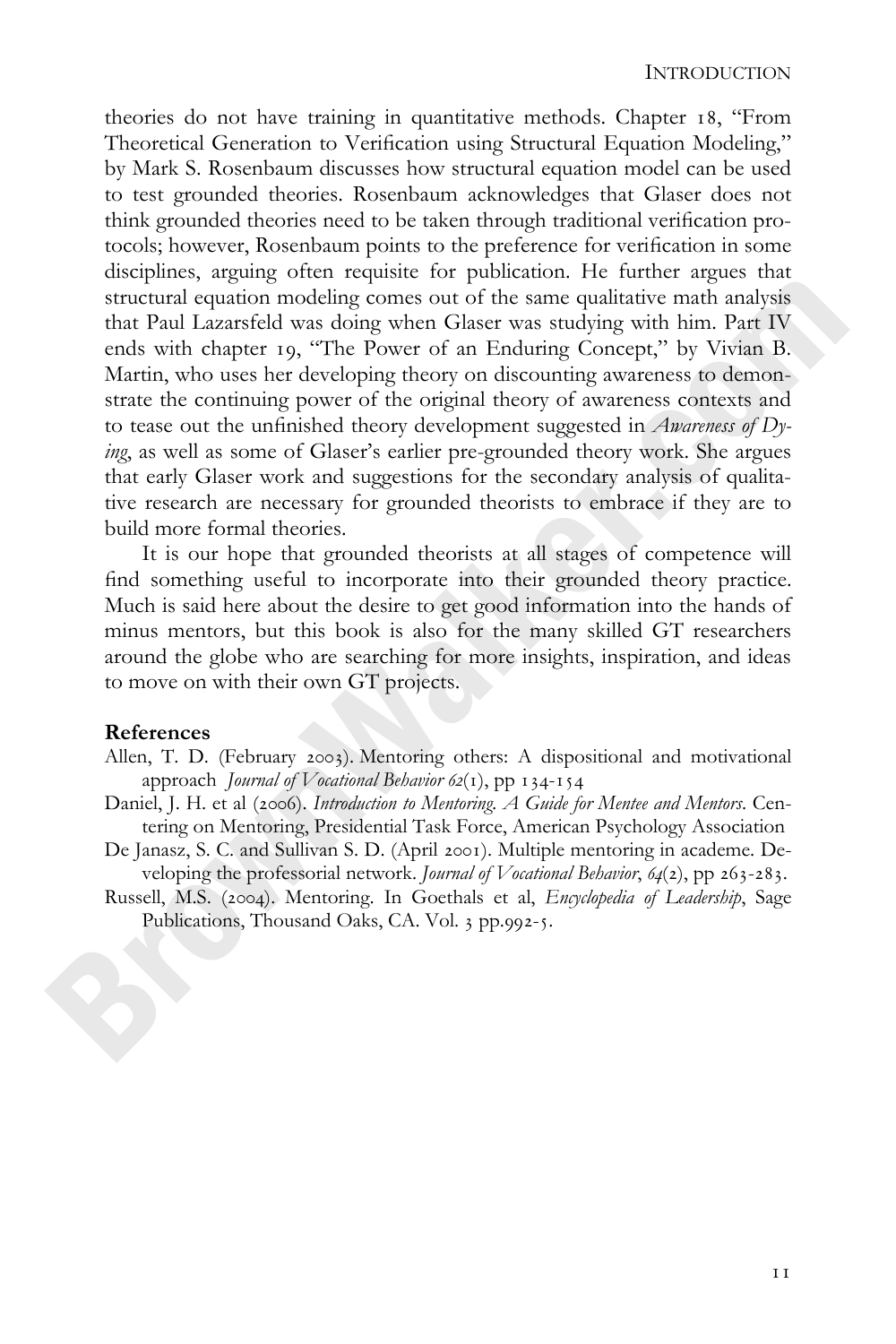theories do not have training in quantitative methods. Chapter 18, "From Theoretical Generation to Verification using Structural Equation Modeling," by Mark S. Rosenbaum discusses how structural equation model can be used to test grounded theories. Rosenbaum acknowledges that Glaser does not think grounded theories need to be taken through traditional verification protocols; however, Rosenbaum points to the preference for verification in some disciplines, arguing often requisite for publication. He further argues that structural equation modeling comes out of the same qualitative math analysis that Paul Lazarsfeld was doing when Glaser was studying with him. Part IV ends with chapter 19, "The Power of an Enduring Concept," by Vivian B. Martin, who uses her developing theory on discounting awareness to demonstrate the continuing power of the original theory of awareness contexts and to tease out the unfinished theory development suggested in *Awareness of Dying*, as well as some of Glaser's earlier pre-grounded theory work. She argues that early Glaser work and suggestions for the secondary analysis of qualitative research are necessary for grounded theorists to embrace if they are to build more formal theories.

It is our hope that grounded theorists at all stages of competence will find something useful to incorporate into their grounded theory practice. Much is said here about the desire to get good information into the hands of minus mentors, but this book is also for the many skilled GT researchers around the globe who are searching for more insights, inspiration, and ideas to move on with their own GT projects.

## References

Allen, T. D. (February 2003). Mentoring others: A dispositional and motivational approach *Journal of Vocational Behavior 62*(1), pp 134-154

Daniel, J. H. et al (2006). *Introduction to Mentoring. A Guide for Mentee and Mentors.* Centering on Mentoring, Presidential Task Force, American Psychology Association

De Janasz, S. C. and Sullivan S. D. (April 2001). Multiple mentoring in academe. Developing the professorial network. *Journal of Vocational Behavior*, *64*(2), pp 263-283.

Russell, M.S. (2004). Mentoring. In Goethals et al, *Encyclopedia of Leadership*, Sage Publications, Thousand Oaks, CA. Vol. 3 pp.992-5.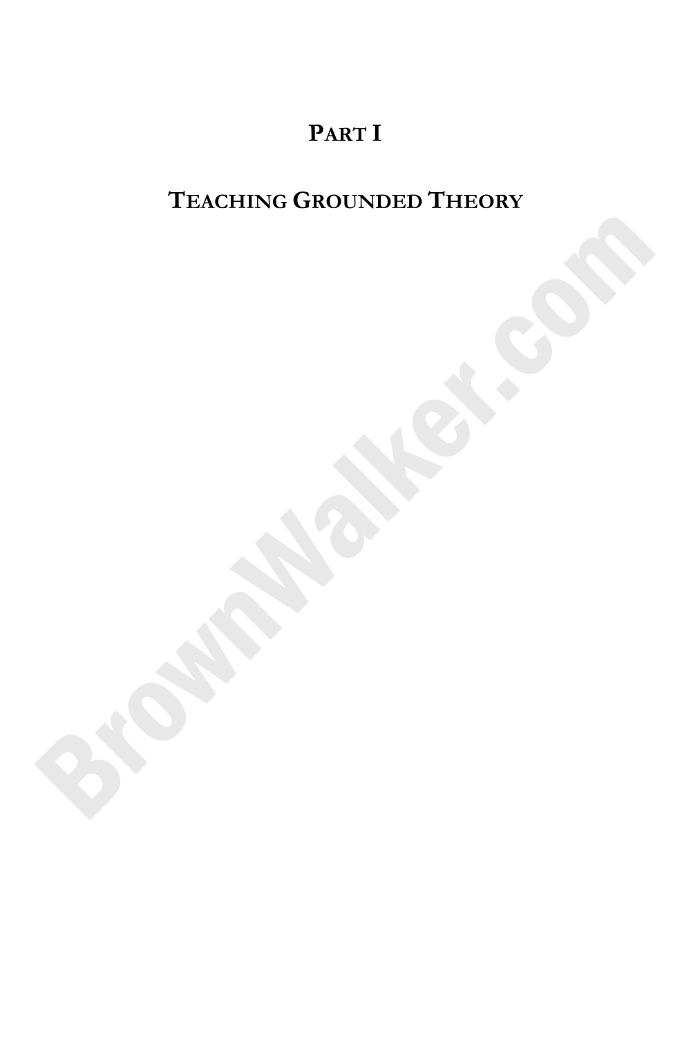# Part I

# Teaching Grounded Theory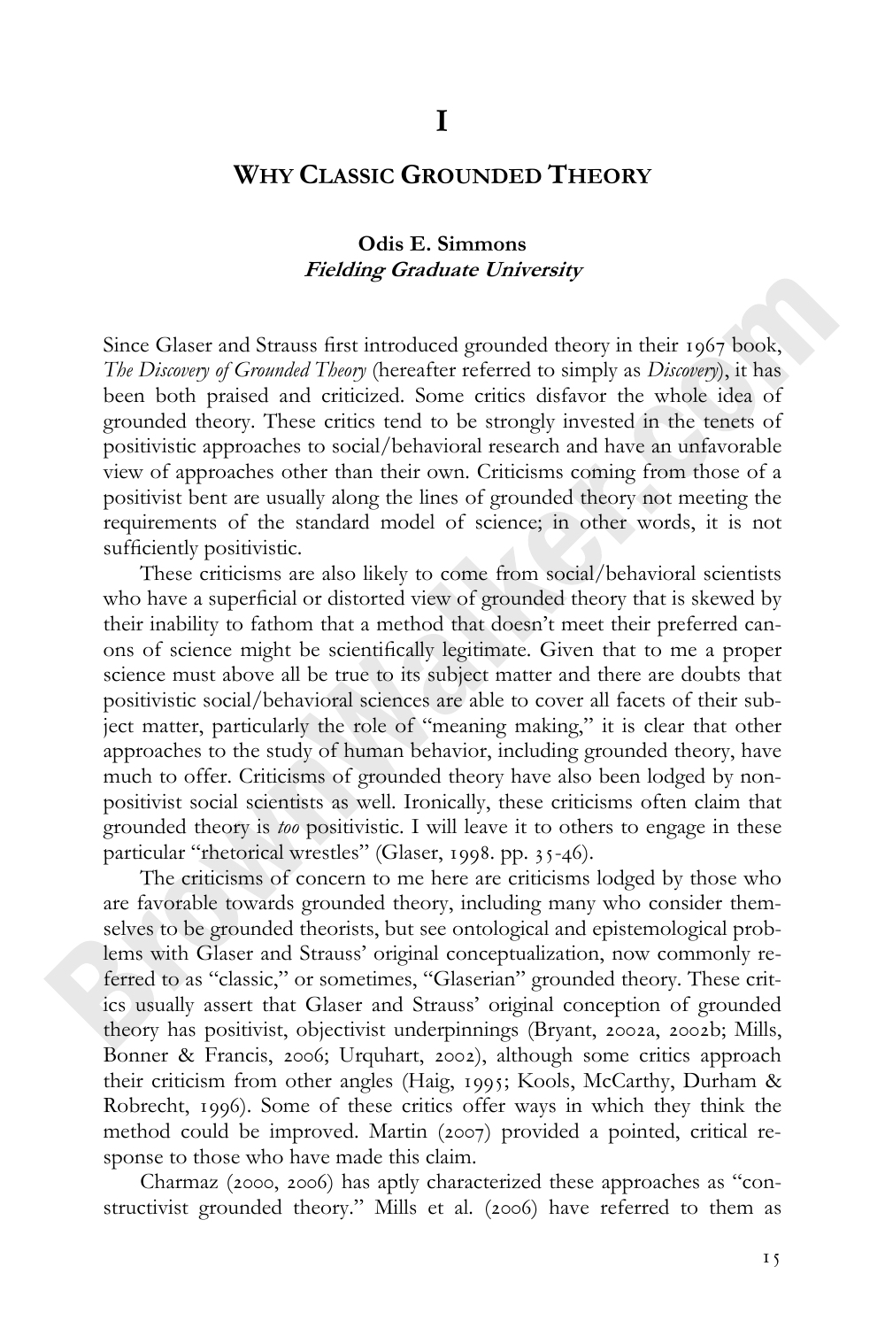# I

## Why Classic Grounded Theory

**Odis E. Simmons**
***Fielding Graduate University***

Since Glaser and Strauss first introduced grounded theory in their 1967 book, *The Discovery of Grounded Theory* (hereafter referred to simply as *Discovery*), it has been both praised and criticized. Some critics disfavor the whole idea of grounded theory. These critics tend to be strongly invested in the tenets of positivistic approaches to social/behavioral research and have an unfavorable view of approaches other than their own. Criticisms coming from those of a positivist bent are usually along the lines of grounded theory not meeting the requirements of the standard model of science; in other words, it is not sufficiently positivistic.

These criticisms are also likely to come from social/behavioral scientists who have a superficial or distorted view of grounded theory that is skewed by their inability to fathom that a method that doesn't meet their preferred canons of science might be scientifically legitimate. Given that to me a proper science must above all be true to its subject matter and there are doubts that positivistic social/behavioral sciences are able to cover all facets of their subject matter, particularly the role of "meaning making," it is clear that other approaches to the study of human behavior, including grounded theory, have much to offer. Criticisms of grounded theory have also been lodged by non-positivist social scientists as well. Ironically, these criticisms often claim that grounded theory is *too* positivistic. I will leave it to others to engage in these particular "rhetorical wrestles" (Glaser, 1998. pp. 35-46).

The criticisms of concern to me here are criticisms lodged by those who are favorable towards grounded theory, including many who consider themselves to be grounded theorists, but see ontological and epistemological problems with Glaser and Strauss' original conceptualization, now commonly referred to as "classic," or sometimes, "Glaserian" grounded theory. These critics usually assert that Glaser and Strauss' original conception of grounded theory has positivist, objectivist underpinnings (Bryant, 2002a, 2002b; Mills, Bonner & Francis, 2006; Urquhart, 2002), although some critics approach their criticism from other angles (Haig, 1995; Kools, McCarthy, Durham & Robrecht, 1996). Some of these critics offer ways in which they think the method could be improved. Martin (2007) provided a pointed, critical response to those who have made this claim.

Charmaz (2000, 2006) has aptly characterized these approaches as "constructivist grounded theory." Mills et al. (2006) have referred to them as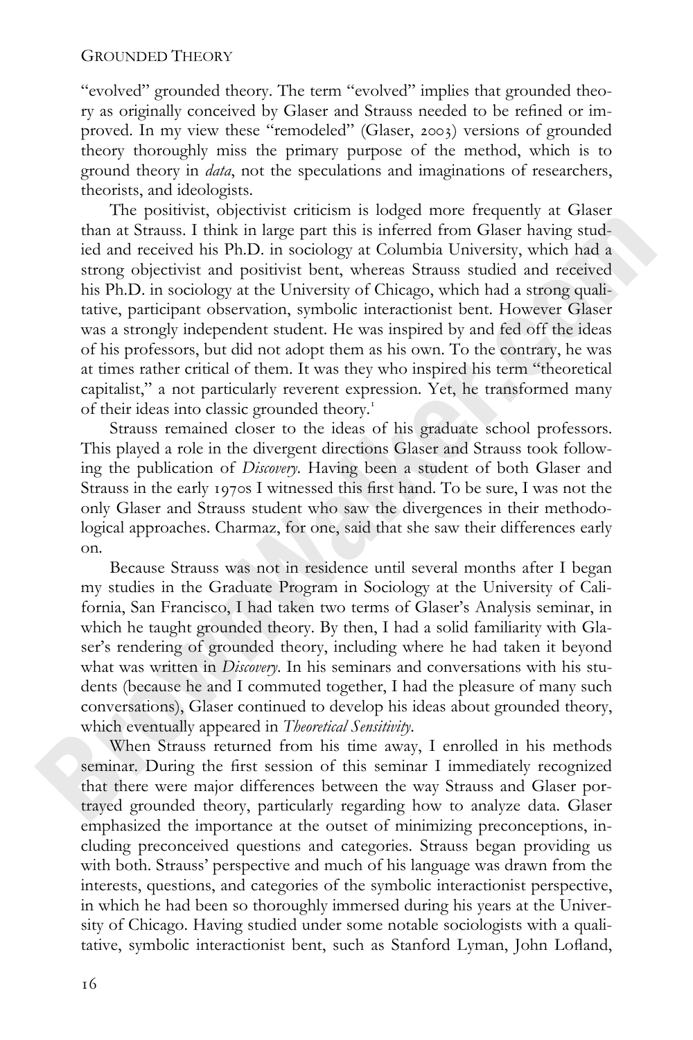"evolved" grounded theory. The term "evolved" implies that grounded theory as originally conceived by Glaser and Strauss needed to be refined or improved. In my view these "remodeled" (Glaser, 2003) versions of grounded theory thoroughly miss the primary purpose of the method, which is to ground theory in *data*, not the speculations and imaginations of researchers, theorists, and ideologists.

The positivist, objectivist criticism is lodged more frequently at Glaser than at Strauss. I think in large part this is inferred from Glaser having studied and received his Ph.D. in sociology at Columbia University, which had a strong objectivist and positivist bent, whereas Strauss studied and received his Ph.D. in sociology at the University of Chicago, which had a strong qualitative, participant observation, symbolic interactionist bent. However Glaser was a strongly independent student. He was inspired by and fed off the ideas of his professors, but did not adopt them as his own. To the contrary, he was at times rather critical of them. It was they who inspired his term "theoretical capitalist," a not particularly reverent expression. Yet, he transformed many of their ideas into classic grounded theory.[1]

Strauss remained closer to the ideas of his graduate school professors. This played a role in the divergent directions Glaser and Strauss took following the publication of *Discovery*. Having been a student of both Glaser and Strauss in the early 1970s I witnessed this first hand. To be sure, I was not the only Glaser and Strauss student who saw the divergences in their methodological approaches. Charmaz, for one, said that she saw their differences early on.

Because Strauss was not in residence until several months after I began my studies in the Graduate Program in Sociology at the University of California, San Francisco, I had taken two terms of Glaser's Analysis seminar, in which he taught grounded theory. By then, I had a solid familiarity with Glaser's rendering of grounded theory, including where he had taken it beyond what was written in *Discovery*. In his seminars and conversations with his students (because he and I commuted together, I had the pleasure of many such conversations), Glaser continued to develop his ideas about grounded theory, which eventually appeared in *Theoretical Sensitivity*.

When Strauss returned from his time away, I enrolled in his methods seminar. During the first session of this seminar I immediately recognized that there were major differences between the way Strauss and Glaser portrayed grounded theory, particularly regarding how to analyze data. Glaser emphasized the importance at the outset of minimizing preconceptions, including preconceived questions and categories. Strauss began providing us with both. Strauss' perspective and much of his language was drawn from the interests, questions, and categories of the symbolic interactionist perspective, in which he had been so thoroughly immersed during his years at the University of Chicago. Having studied under some notable sociologists with a qualitative, symbolic interactionist bent, such as Stanford Lyman, John Lofland,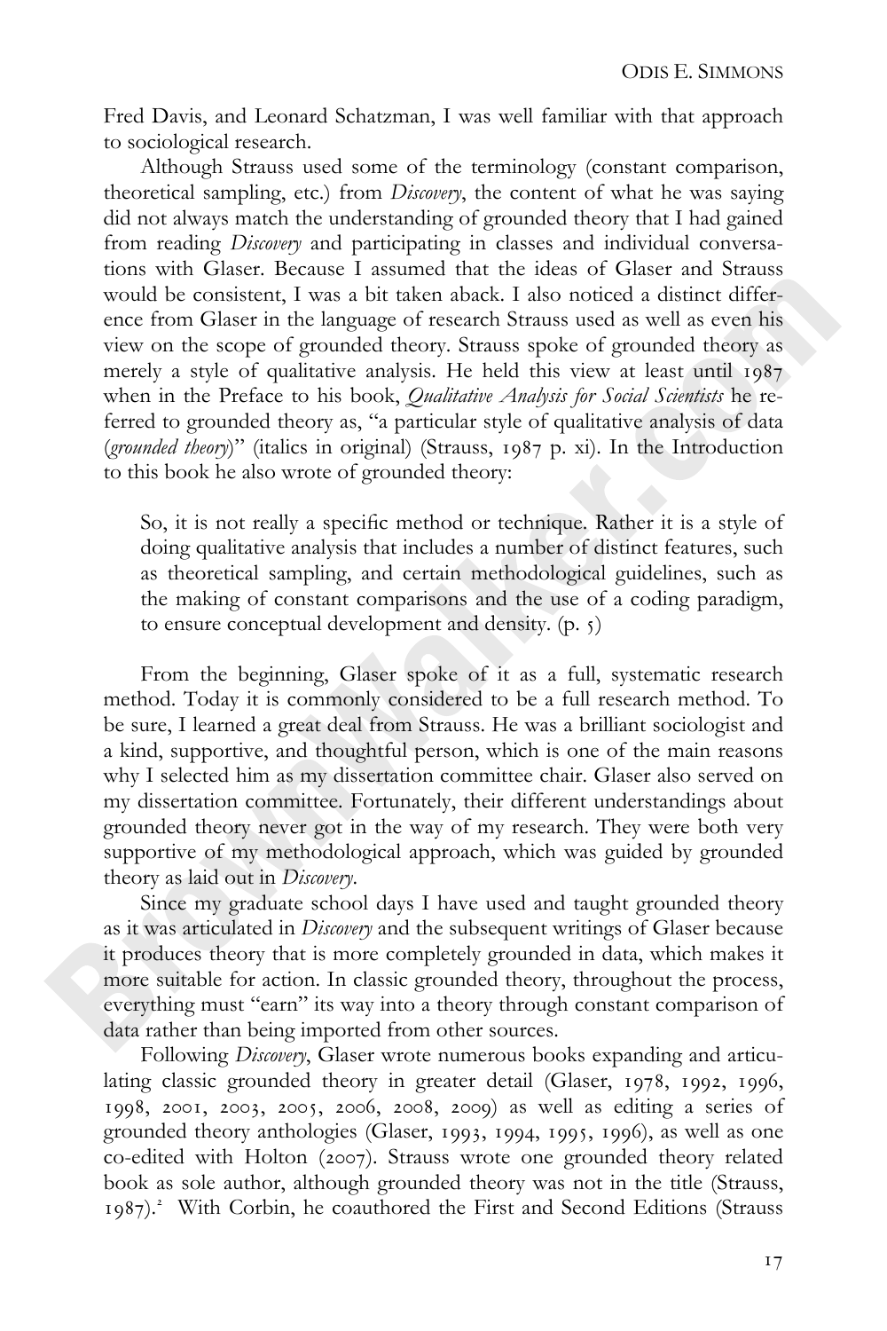Fred Davis, and Leonard Schatzman, I was well familiar with that approach to sociological research.

Although Strauss used some of the terminology (constant comparison, theoretical sampling, etc.) from *Discovery*, the content of what he was saying did not always match the understanding of grounded theory that I had gained from reading *Discovery* and participating in classes and individual conversations with Glaser. Because I assumed that the ideas of Glaser and Strauss would be consistent, I was a bit taken aback. I also noticed a distinct difference from Glaser in the language of research Strauss used as well as even his view on the scope of grounded theory. Strauss spoke of grounded theory as merely a style of qualitative analysis. He held this view at least until 1987 when in the Preface to his book, *Qualitative Analysis for Social Scientists* he referred to grounded theory as, "a particular style of qualitative analysis of data (*grounded theory*)" (italics in original) (Strauss, 1987 p. xi). In the Introduction to this book he also wrote of grounded theory:

> So, it is not really a specific method or technique. Rather it is a style of doing qualitative analysis that includes a number of distinct features, such as theoretical sampling, and certain methodological guidelines, such as the making of constant comparisons and the use of a coding paradigm, to ensure conceptual development and density. (p. 5)

From the beginning, Glaser spoke of it as a full, systematic research method. Today it is commonly considered to be a full research method. To be sure, I learned a great deal from Strauss. He was a brilliant sociologist and a kind, supportive, and thoughtful person, which is one of the main reasons why I selected him as my dissertation committee chair. Glaser also served on my dissertation committee. Fortunately, their different understandings about grounded theory never got in the way of my research. They were both very supportive of my methodological approach, which was guided by grounded theory as laid out in *Discovery*.

Since my graduate school days I have used and taught grounded theory as it was articulated in *Discovery* and the subsequent writings of Glaser because it produces theory that is more completely grounded in data, which makes it more suitable for action. In classic grounded theory, throughout the process, everything must "earn" its way into a theory through constant comparison of data rather than being imported from other sources.

Following *Discovery*, Glaser wrote numerous books expanding and articulating classic grounded theory in greater detail (Glaser, 1978, 1992, 1996, 1998, 2001, 2003, 2005, 2006, 2008, 2009) as well as editing a series of grounded theory anthologies (Glaser, 1993, 1994, 1995, 1996), as well as one co-edited with Holton (2007). Strauss wrote one grounded theory related book as sole author, although grounded theory was not in the title (Strauss, 1987).[2] With Corbin, he coauthored the First and Second Editions (Strauss